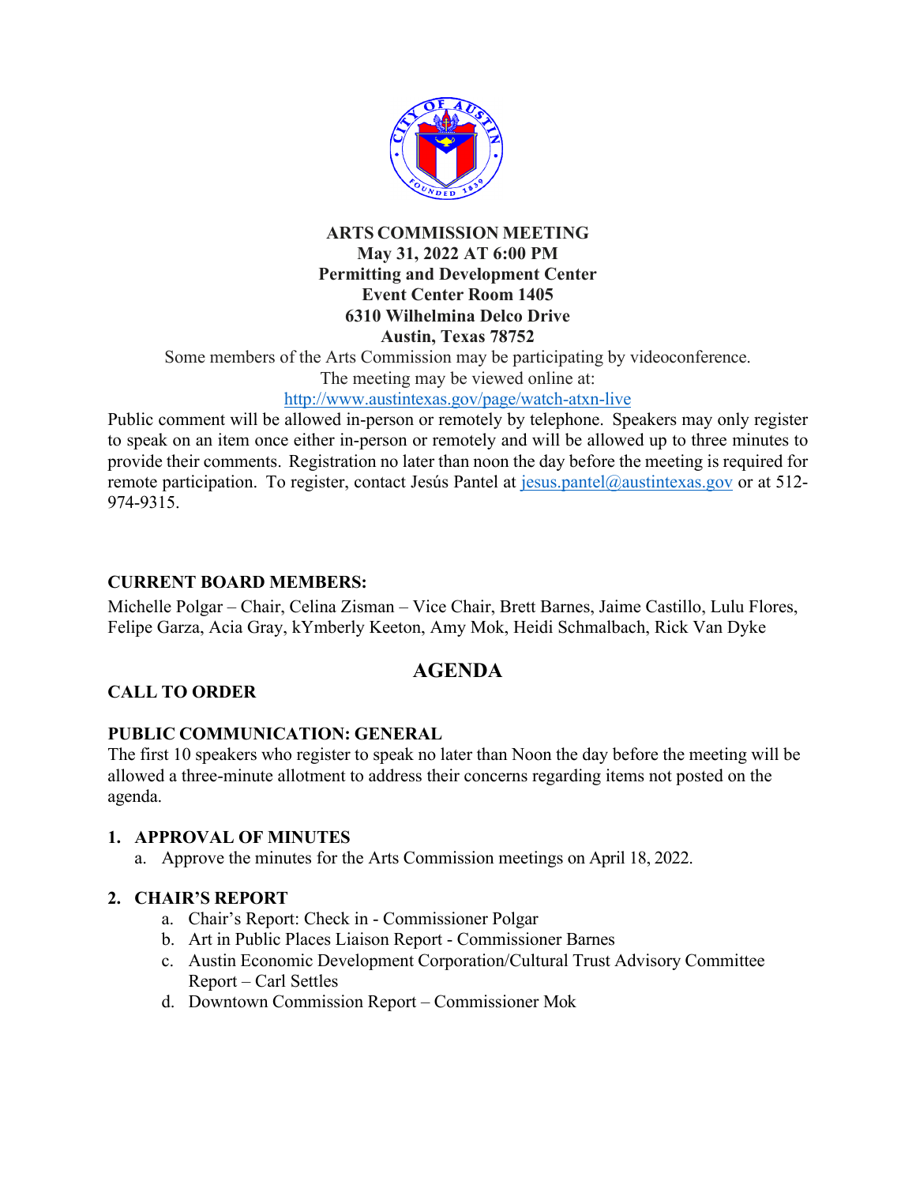**ARTS COMMISSION MEETING**
**May 31, 2022 AT 6:00 PM**
**Permitting and Development Center**
**Event Center Room 1405**
**6310 Wilhelmina Delco Drive**
**Austin, Texas 78752**

Some members of the Arts Commission may be participating by videoconference.
The meeting may be viewed online at:
http://www.austintexas.gov/page/watch-atxn-live

Public comment will be allowed in-person or remotely by telephone. Speakers may only register to speak on an item once either in-person or remotely and will be allowed up to three minutes to provide their comments. Registration no later than noon the day before the meeting is required for remote participation. To register, contact Jesús Pantel at jesus.pantel@austintexas.gov or at 512-974-9315.

**CURRENT BOARD MEMBERS:**

Michelle Polgar – Chair, Celina Zisman – Vice Chair, Brett Barnes, Jaime Castillo, Lulu Flores, Felipe Garza, Acia Gray, kYmberly Keeton, Amy Mok, Heidi Schmalbach, Rick Van Dyke

## AGENDA

**CALL TO ORDER**

**PUBLIC COMMUNICATION: GENERAL**

The first 10 speakers who register to speak no later than Noon the day before the meeting will be allowed a three-minute allotment to address their concerns regarding items not posted on the agenda.

**1. APPROVAL OF MINUTES**

a. Approve the minutes for the Arts Commission meetings on April 18, 2022.

**2. CHAIR'S REPORT**

a. Chair's Report: Check in - Commissioner Polgar
b. Art in Public Places Liaison Report - Commissioner Barnes
c. Austin Economic Development Corporation/Cultural Trust Advisory Committee Report – Carl Settles
d. Downtown Commission Report – Commissioner Mok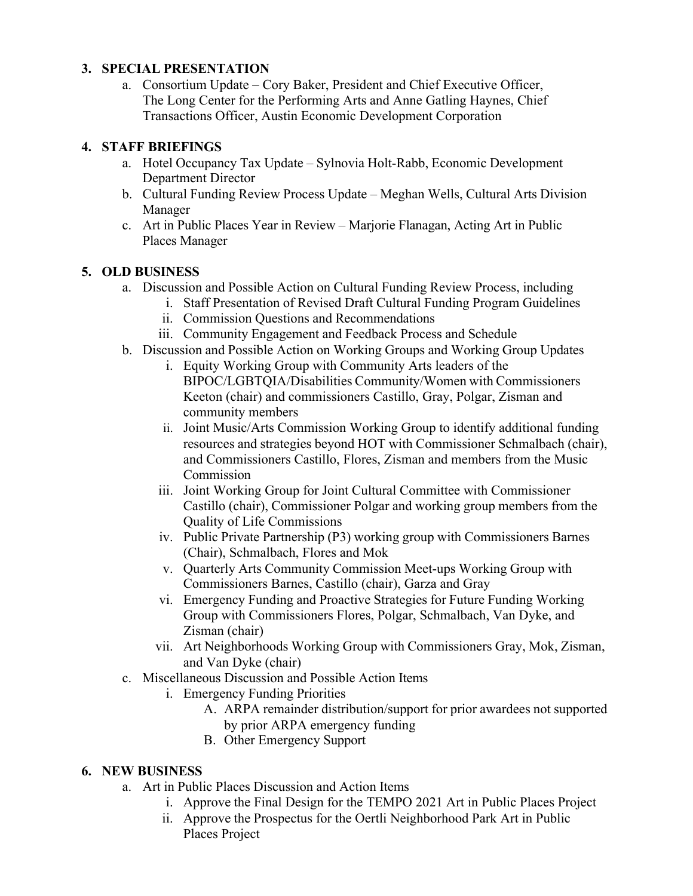**3. SPECIAL PRESENTATION**

a. Consortium Update – Cory Baker, President and Chief Executive Officer, The Long Center for the Performing Arts and Anne Gatling Haynes, Chief Transactions Officer, Austin Economic Development Corporation

**4. STAFF BRIEFINGS**

a. Hotel Occupancy Tax Update – Sylnovia Holt-Rabb, Economic Development Department Director

b. Cultural Funding Review Process Update – Meghan Wells, Cultural Arts Division Manager

c. Art in Public Places Year in Review – Marjorie Flanagan, Acting Art in Public Places Manager

**5. OLD BUSINESS**

a. Discussion and Possible Action on Cultural Funding Review Process, including

   i. Staff Presentation of Revised Draft Cultural Funding Program Guidelines

   ii. Commission Questions and Recommendations

   iii. Community Engagement and Feedback Process and Schedule

b. Discussion and Possible Action on Working Groups and Working Group Updates

   i. Equity Working Group with Community Arts leaders of the BIPOC/LGBTQIA/Disabilities Community/Women with Commissioners Keeton (chair) and commissioners Castillo, Gray, Polgar, Zisman and community members

   ii. Joint Music/Arts Commission Working Group to identify additional funding resources and strategies beyond HOT with Commissioner Schmalbach (chair), and Commissioners Castillo, Flores, Zisman and members from the Music Commission

   iii. Joint Working Group for Joint Cultural Committee with Commissioner Castillo (chair), Commissioner Polgar and working group members from the Quality of Life Commissions

   iv. Public Private Partnership (P3) working group with Commissioners Barnes (Chair), Schmalbach, Flores and Mok

   v. Quarterly Arts Community Commission Meet-ups Working Group with Commissioners Barnes, Castillo (chair), Garza and Gray

   vi. Emergency Funding and Proactive Strategies for Future Funding Working Group with Commissioners Flores, Polgar, Schmalbach, Van Dyke, and Zisman (chair)

   vii. Art Neighborhoods Working Group with Commissioners Gray, Mok, Zisman, and Van Dyke (chair)

c. Miscellaneous Discussion and Possible Action Items

   i. Emergency Funding Priorities

      A. ARPA remainder distribution/support for prior awardees not supported by prior ARPA emergency funding

      B. Other Emergency Support

**6. NEW BUSINESS**

a. Art in Public Places Discussion and Action Items

   i. Approve the Final Design for the TEMPO 2021 Art in Public Places Project

   ii. Approve the Prospectus for the Oertli Neighborhood Park Art in Public Places Project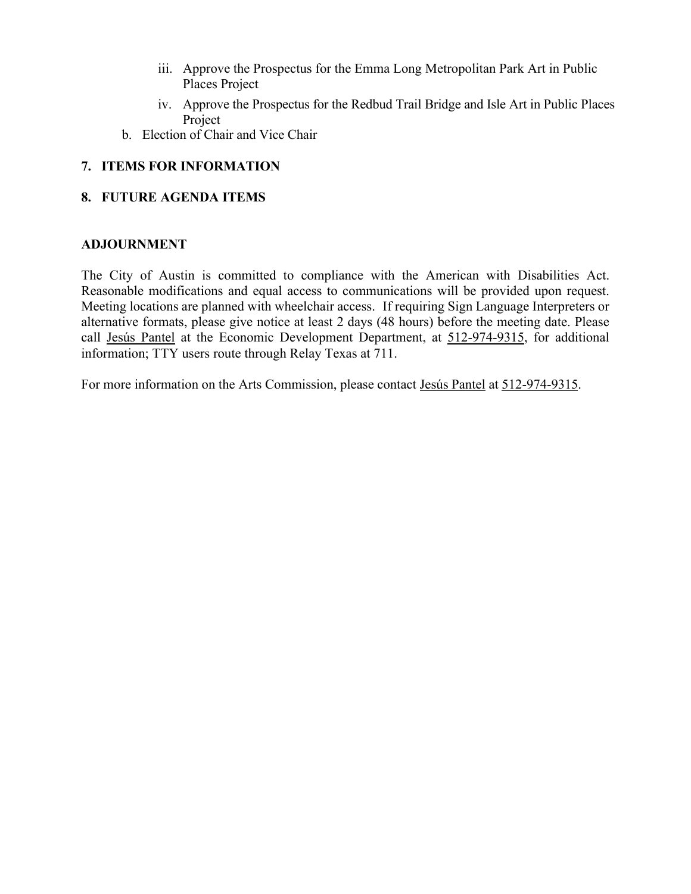iii. Approve the Prospectus for the Emma Long Metropolitan Park Art in Public Places Project
   iv. Approve the Prospectus for the Redbud Trail Bridge and Isle Art in Public Places Project

b. Election of Chair and Vice Chair

**7. ITEMS FOR INFORMATION**

**8. FUTURE AGENDA ITEMS**

**ADJOURNMENT**

The City of Austin is committed to compliance with the American with Disabilities Act. Reasonable modifications and equal access to communications will be provided upon request. Meeting locations are planned with wheelchair access. If requiring Sign Language Interpreters or alternative formats, please give notice at least 2 days (48 hours) before the meeting date. Please call Jesús Pantel at the Economic Development Department, at 512-974-9315, for additional information; TTY users route through Relay Texas at 711.

For more information on the Arts Commission, please contact Jesús Pantel at 512-974-9315.